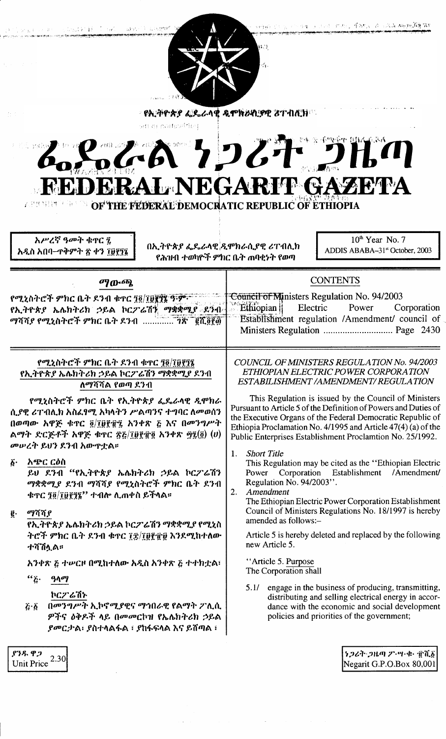የኢትዮጵያ ፌዴራላዊ ዲሞክራሲያዊ ሪፐብሊክ

# ፌዴራል ነጋሪት ጋዜጣ
# FEDERAL NEGARIT GAZETA
## OF THE FEDERAL DEMOCRATIC REPUBLIC OF ETHIOPIA

አሥረኛ ዓመት ቁጥር ፯
አዲስ አበባ–ጥቅምት ፳ ቀን ፲፱፻፺፮

በኢትዮጵያ ፌዴራላዊ ዲሞክራሲያዊ ሪፐብሊክ የሕዝብ ተወካዮች ምክር ቤት ጠባቂነት የወጣ

10th Year No. 7
ADDIS ABABA–31st October, 2003

## ማውጫ

የሚኒስትሮች ምክር ቤት ደንብ ቁጥር ፺፬/፲፱፻፺፮ ዓ.ም. የኢትዮጵያ ኤሌክትሪክ ኃይል ኮርፖሬሽን ማቋቋሚያ ደንብ ማሻሻያ የሚኒስትሮች ምክር ቤት ደንብ ............. ገጽ ፪ሺ፬፻፴

## CONTENTS

Council of Ministers Regulation No. 94/2003
Ethiopian Electric Power Corporation Establishment regulation /Amendment/ council of Ministers Regulation ............................. Page 2430

### የሚኒስትሮች ምክር ቤት ደንብ ቁጥር ፺፬/፲፱፻፺፮
### የኢትዮጵያ ኤሌክትሪክ ኃይል ኮርፖሬሽን ማቋቋሚያ ደንብ ለማሻሻል የወጣ ደንብ

የሚኒስትሮች ምክር ቤት የኢትዮጵያ ፌዴራላዊ ዲሞክራሲያዊ ሪፐብሊክ አስፈፃሚ አካላትን ሥልጣንና ተግባር ለመወሰን በወጣው አዋጅ ቁጥር ፬/፲፱፻፹፯ አንቀጽ ፭ እና በመንግሥት ልማት ድርጅቶች አዋጅ ቁጥር ፳፭/፲፱፻፹፬ አንቀጽ ፵፯(፬) (ሀ) መሠረት ይህን ደንብ አውጥቷል።

፩· አጭር ርዕስ

ይህ ደንብ "የኢትዮጵያ ኤሌክትሪክ ኃይል ኮርፖሬሽን ማቋቋሚያ ደንብ ማሻሻያ የሚኒስትሮች ምክር ቤት ደንብ ቁጥር ፺፬/፲፱፻፺፮" ተብሎ ሊጠቀስ ይችላል።

፪· ማሻሻያ

የኢትዮጵያ ኤሌክትሪክ ኃይል ኮርፖሬሽን ማቋቋሚያ የሚኒስትሮች ምክር ቤት ደንብ ቁጥር ፲፰/፲፱፻፹፱ እንደሚከተለው ተሻሽሏል።

አንቀጽ ፭ ተሠርዞ በሚከተለው አዲስ አንቀጽ ፭ ተተክቷል፤

"፭· ዓላማ

ኮርፖሬሽኑ

፭·፩ በመንግሥት ኢኮኖሚያዊና ማኅበራዊ የልማት ፖሊሲዎችና ዕቅዶች ላይ በመመርኮዝ የኤሌክትሪክ ኃይል ያመርታል፣ ያስተላልፋል ፣ ያከፋፍላል እና ይሸጣል ፤

### COUNCIL OF MINISTERS REGULATION No. 94/2003
### ETHIOPIAN ELECTRIC POWER CORPORATION ESTABLISHMENT /AMENDMENT/ REGULATION

This Regulation is issued by the Council of Ministers Pursuant to Article 5 of the Definition of Powers and Duties of the Executive Organs of the Federal Democratic Republic of Ethiopia Proclamation No. 4/1995 and Article 47(4) (a) of the Public Enterprises Establishment Proclamtion No. 25/1992.

1. *Short Title*

   This Regulation may be cited as the "Ethiopian Electric Power Corporation Establishment /Amendment/ Regulation No. 94/2003".

2. *Amendment*

   The Ethiopian Electric Power Corporation Establishment Council of Ministers Regulations No. 18/1997 is hereby amended as follows:–

   Article 5 is hereby deleted and replaced by the following new Article 5.

   "Article 5. Purpose
   The Corporation shall

   5.1/ engage in the business of producing, transmitting, distributing and selling electrical energy in accordance with the economic and social development policies and priorities of the government;

ያንዱ ዋጋ Unit Price 2.30

ነጋሪት ጋዜጣ ፖ·ሣ·ቁ· ፹ሺ፩
Negarit G.P.O.Box 80,001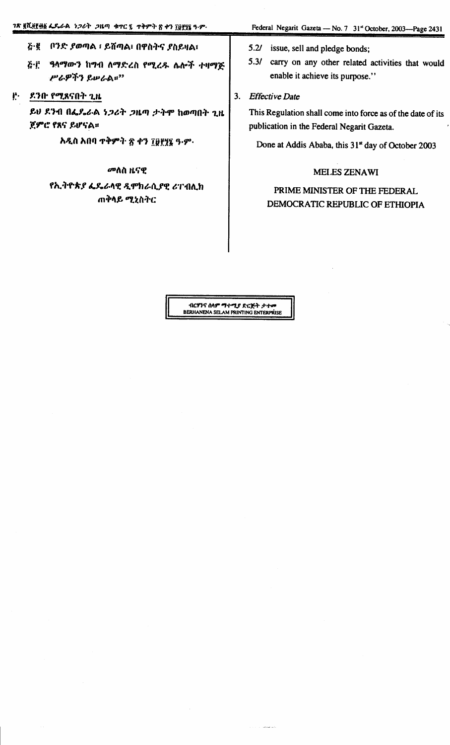፭.፪ ቦንድ ያወጣል ፥ ይሸጣል፥ በዋስትና ያስይዛል፣

፭.፫ ዓላማውን ከግብ ለማድረስ የሚረዱ ሌሎች ተዛማጅ ሥራዎችን ይሠራል።"

፫. ደንቡ የሚጸናበት ጊዜ

ይህ ደንብ በፌዴራል ነጋሪት ጋዜጣ ታትሞ ከወጣበት ጊዜ ጀምሮ የጸና ይሆናል።

አዲስ አበባ ጥቅምት ፳ ቀን ፲፱፻፺፮ ዓ.ም.

መለስ ዜናዊ

የኢትዮጵያ ፌዴራላዊ ዲሞክራሲያዊ ሪፐብሊክ ጠቅላይ ሚኒስትር

5.2/ issue, sell and pledge bonds;

5.3/ carry on any other related activities that would enable it achieve its purpose."

3. *Effective Date*

This Regulation shall come into force as of the date of its publication in the Federal Negarit Gazeta.

Done at Addis Ababa, this 31st day of October 2003

MELES ZENAWI

PRIME MINISTER OF THE FEDERAL DEMOCRATIC REPUBLIC OF ETHIOPIA

ብርሃንና ሰላም ማተሚያ ድርጅት ታተመ
BERHANENA SELAM PRINTING ENTERPRISE